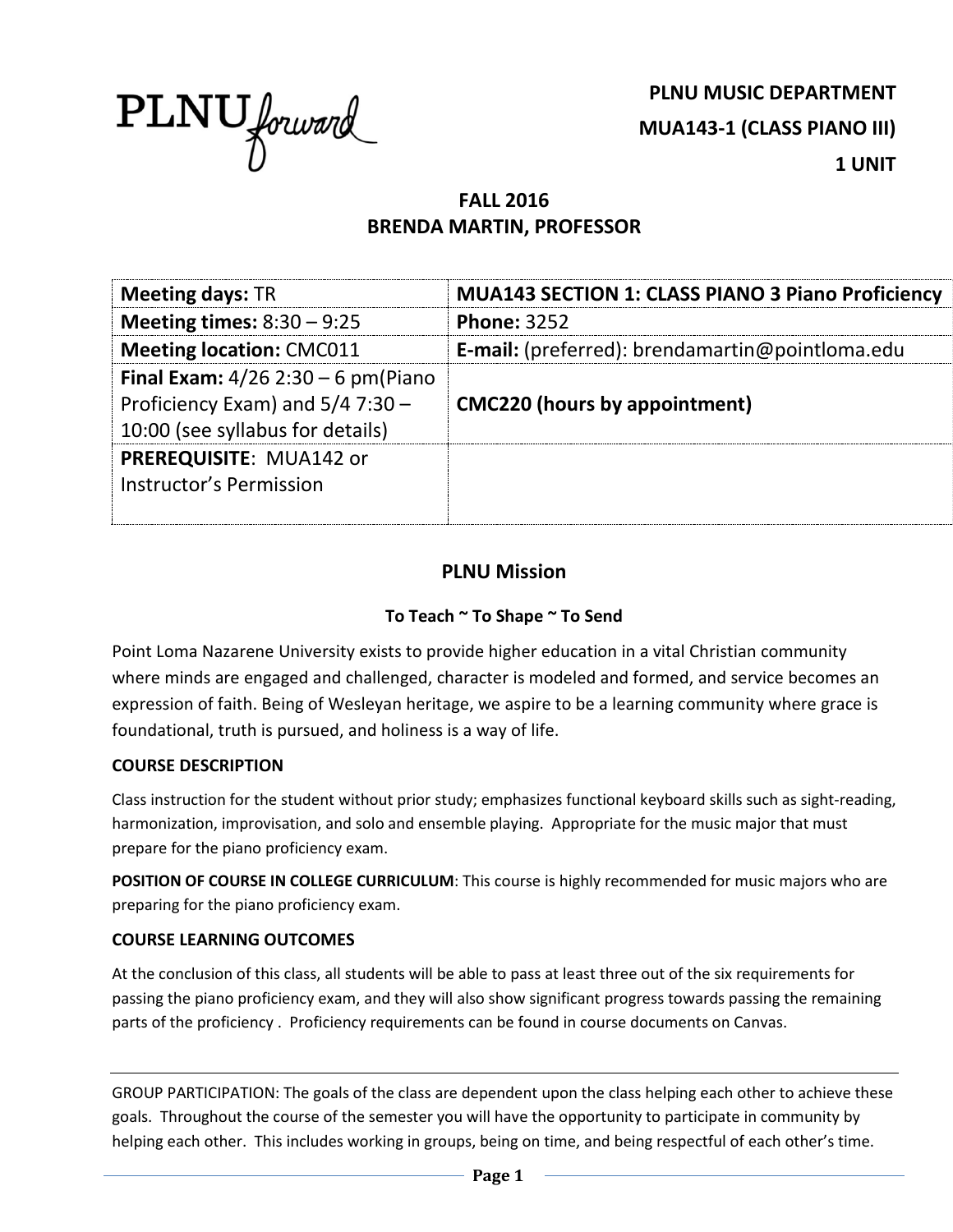PLNU*forward*

**PLNU MUSIC DEPARTMENT**

**MUA143-1 (CLASS PIANO III)**

**1 UNIT**

**FALL 2016**
**BRENDA MARTIN, PROFESSOR**

| **Meeting days:** TR | **MUA143 SECTION 1: CLASS PIANO 3 Piano Proficiency** |
|---|---|
| **Meeting times:** 8:30 – 9:25 | **Phone:** 3252 |
| **Meeting location:** CMC011 | **E-mail:** (preferred): brendamartin@pointloma.edu |
| **Final Exam:** 4/26 2:30 – 6 pm(Piano Proficiency Exam) and 5/4 7:30 – 10:00 (see syllabus for details) | **CMC220 (hours by appointment)** |
| **PREREQUISITE**: MUA142 or Instructor's Permission | |

## PLNU Mission

### To Teach ~ To Shape ~ To Send

Point Loma Nazarene University exists to provide higher education in a vital Christian community where minds are engaged and challenged, character is modeled and formed, and service becomes an expression of faith. Being of Wesleyan heritage, we aspire to be a learning community where grace is foundational, truth is pursued, and holiness is a way of life.

### COURSE DESCRIPTION

Class instruction for the student without prior study; emphasizes functional keyboard skills such as sight-reading, harmonization, improvisation, and solo and ensemble playing. Appropriate for the music major that must prepare for the piano proficiency exam.

**POSITION OF COURSE IN COLLEGE CURRICULUM**: This course is highly recommended for music majors who are preparing for the piano proficiency exam.

### COURSE LEARNING OUTCOMES

At the conclusion of this class, all students will be able to pass at least three out of the six requirements for passing the piano proficiency exam, and they will also show significant progress towards passing the remaining parts of the proficiency . Proficiency requirements can be found in course documents on Canvas.

---

GROUP PARTICIPATION: The goals of the class are dependent upon the class helping each other to achieve these goals. Throughout the course of the semester you will have the opportunity to participate in community by helping each other. This includes working in groups, being on time, and being respectful of each other's time.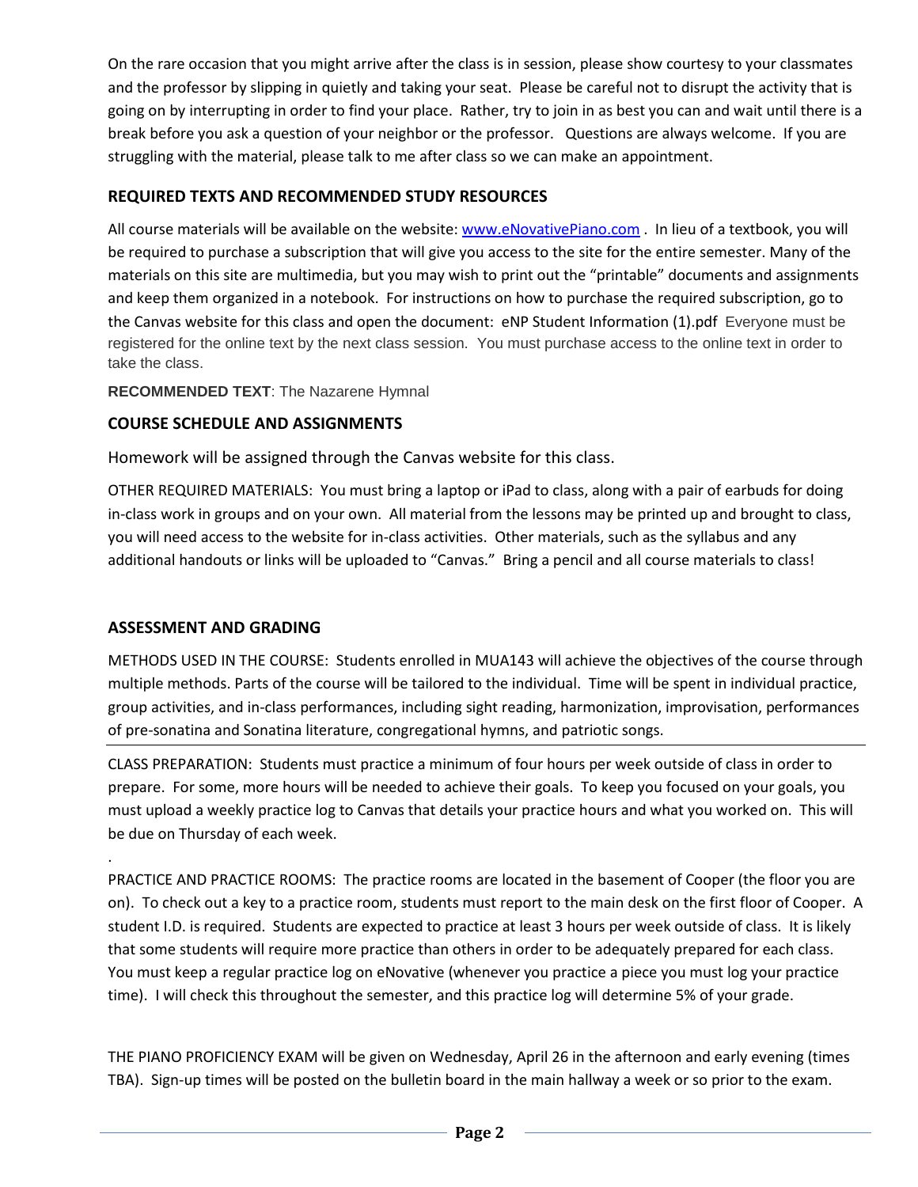On the rare occasion that you might arrive after the class is in session, please show courtesy to your classmates and the professor by slipping in quietly and taking your seat. Please be careful not to disrupt the activity that is going on by interrupting in order to find your place. Rather, try to join in as best you can and wait until there is a break before you ask a question of your neighbor or the professor. Questions are always welcome. If you are struggling with the material, please talk to me after class so we can make an appointment.

## REQUIRED TEXTS AND RECOMMENDED STUDY RESOURCES

All course materials will be available on the website: [www.eNovativePiano.com](http://www.eNovativePiano.com) . In lieu of a textbook, you will be required to purchase a subscription that will give you access to the site for the entire semester. Many of the materials on this site are multimedia, but you may wish to print out the "printable" documents and assignments and keep them organized in a notebook. For instructions on how to purchase the required subscription, go to the Canvas website for this class and open the document: eNP Student Information (1).pdf Everyone must be registered for the online text by the next class session. You must purchase access to the online text in order to take the class.

**RECOMMENDED TEXT**: The Nazarene Hymnal

## COURSE SCHEDULE AND ASSIGNMENTS

Homework will be assigned through the Canvas website for this class.

OTHER REQUIRED MATERIALS: You must bring a laptop or iPad to class, along with a pair of earbuds for doing in-class work in groups and on your own. All material from the lessons may be printed up and brought to class, you will need access to the website for in-class activities. Other materials, such as the syllabus and any additional handouts or links will be uploaded to "Canvas." Bring a pencil and all course materials to class!

## ASSESSMENT AND GRADING

METHODS USED IN THE COURSE: Students enrolled in MUA143 will achieve the objectives of the course through multiple methods. Parts of the course will be tailored to the individual. Time will be spent in individual practice, group activities, and in-class performances, including sight reading, harmonization, improvisation, performances of pre-sonatina and Sonatina literature, congregational hymns, and patriotic songs.

---

CLASS PREPARATION: Students must practice a minimum of four hours per week outside of class in order to prepare. For some, more hours will be needed to achieve their goals. To keep you focused on your goals, you must upload a weekly practice log to Canvas that details your practice hours and what you worked on. This will be due on Thursday of each week.

.

PRACTICE AND PRACTICE ROOMS: The practice rooms are located in the basement of Cooper (the floor you are on). To check out a key to a practice room, students must report to the main desk on the first floor of Cooper. A student I.D. is required. Students are expected to practice at least 3 hours per week outside of class. It is likely that some students will require more practice than others in order to be adequately prepared for each class. You must keep a regular practice log on eNovative (whenever you practice a piece you must log your practice time). I will check this throughout the semester, and this practice log will determine 5% of your grade.

THE PIANO PROFICIENCY EXAM will be given on Wednesday, April 26 in the afternoon and early evening (times TBA). Sign-up times will be posted on the bulletin board in the main hallway a week or so prior to the exam.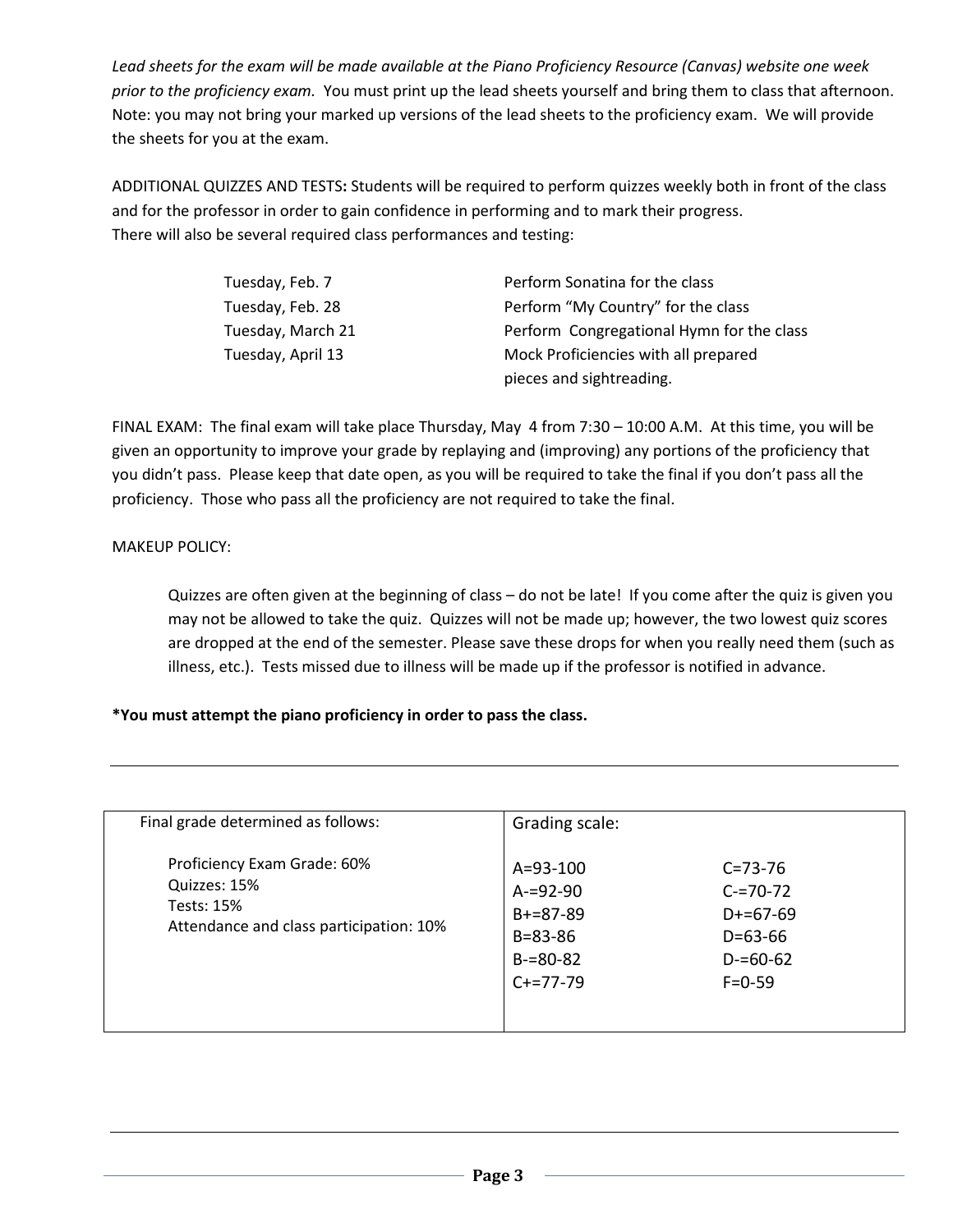*Lead sheets for the exam will be made available at the Piano Proficiency Resource (Canvas) website one week prior to the proficiency exam.* You must print up the lead sheets yourself and bring them to class that afternoon. Note: you may not bring your marked up versions of the lead sheets to the proficiency exam. We will provide the sheets for you at the exam.

ADDITIONAL QUIZZES AND TESTS**:** Students will be required to perform quizzes weekly both in front of the class and for the professor in order to gain confidence in performing and to mark their progress.
There will also be several required class performances and testing:

| | |
|---|---|
| Tuesday, Feb. 7 | Perform Sonatina for the class |
| Tuesday, Feb. 28 | Perform "My Country" for the class |
| Tuesday, March 21 | Perform Congregational Hymn for the class |
| Tuesday, April 13 | Mock Proficiencies with all prepared pieces and sightreading. |

FINAL EXAM: The final exam will take place Thursday, May 4 from 7:30 – 10:00 A.M. At this time, you will be given an opportunity to improve your grade by replaying and (improving) any portions of the proficiency that you didn't pass. Please keep that date open, as you will be required to take the final if you don't pass all the proficiency. Those who pass all the proficiency are not required to take the final.

MAKEUP POLICY:

> Quizzes are often given at the beginning of class – do not be late! If you come after the quiz is given you may not be allowed to take the quiz. Quizzes will not be made up; however, the two lowest quiz scores are dropped at the end of the semester. Please save these drops for when you really need them (such as illness, etc.). Tests missed due to illness will be made up if the professor is notified in advance.

**\*You must attempt the piano proficiency in order to pass the class.**

---

| Final grade determined as follows: | Grading scale: | |
|---|---|---|
| Proficiency Exam Grade: 60% | A=93-100 | C=73-76 |
| Quizzes: 15% | A-=92-90 | C-=70-72 |
| Tests: 15% | B+=87-89 | D+=67-69 |
| Attendance and class participation: 10% | B=83-86 | D=63-66 |
| | B-=80-82 | D-=60-62 |
| | C+=77-79 | F=0-59 |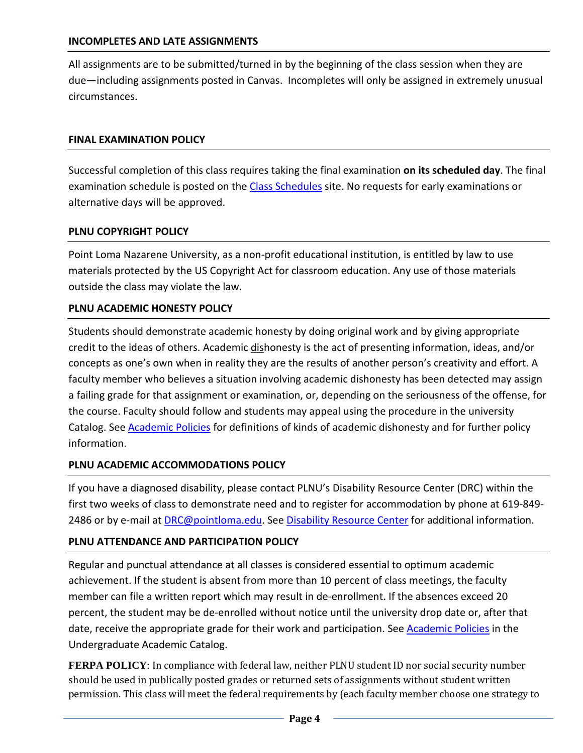### INCOMPLETES AND LATE ASSIGNMENTS

All assignments are to be submitted/turned in by the beginning of the class session when they are due—including assignments posted in Canvas. Incompletes will only be assigned in extremely unusual circumstances.

### FINAL EXAMINATION POLICY

Successful completion of this class requires taking the final examination **on its scheduled day**. The final examination schedule is posted on the [Class Schedules]() site. No requests for early examinations or alternative days will be approved.

### PLNU COPYRIGHT POLICY

Point Loma Nazarene University, as a non-profit educational institution, is entitled by law to use materials protected by the US Copyright Act for classroom education. Any use of those materials outside the class may violate the law.

### PLNU ACADEMIC HONESTY POLICY

Students should demonstrate academic honesty by doing original work and by giving appropriate credit to the ideas of others. Academic <u>dis</u>honesty is the act of presenting information, ideas, and/or concepts as one's own when in reality they are the results of another person's creativity and effort. A faculty member who believes a situation involving academic dishonesty has been detected may assign a failing grade for that assignment or examination, or, depending on the seriousness of the offense, for the course. Faculty should follow and students may appeal using the procedure in the university Catalog. See [Academic Policies]() for definitions of kinds of academic dishonesty and for further policy information.

### PLNU ACADEMIC ACCOMMODATIONS POLICY

If you have a diagnosed disability, please contact PLNU's Disability Resource Center (DRC) within the first two weeks of class to demonstrate need and to register for accommodation by phone at 619-849-2486 or by e-mail at [DRC@pointloma.edu](mailto:DRC@pointloma.edu). See [Disability Resource Center]() for additional information.

### PLNU ATTENDANCE AND PARTICIPATION POLICY

Regular and punctual attendance at all classes is considered essential to optimum academic achievement. If the student is absent from more than 10 percent of class meetings, the faculty member can file a written report which may result in de-enrollment. If the absences exceed 20 percent, the student may be de-enrolled without notice until the university drop date or, after that date, receive the appropriate grade for their work and participation. See [Academic Policies]() in the Undergraduate Academic Catalog.

**FERPA POLICY**: In compliance with federal law, neither PLNU student ID nor social security number should be used in publically posted grades or returned sets of assignments without student written permission. This class will meet the federal requirements by (each faculty member choose one strategy to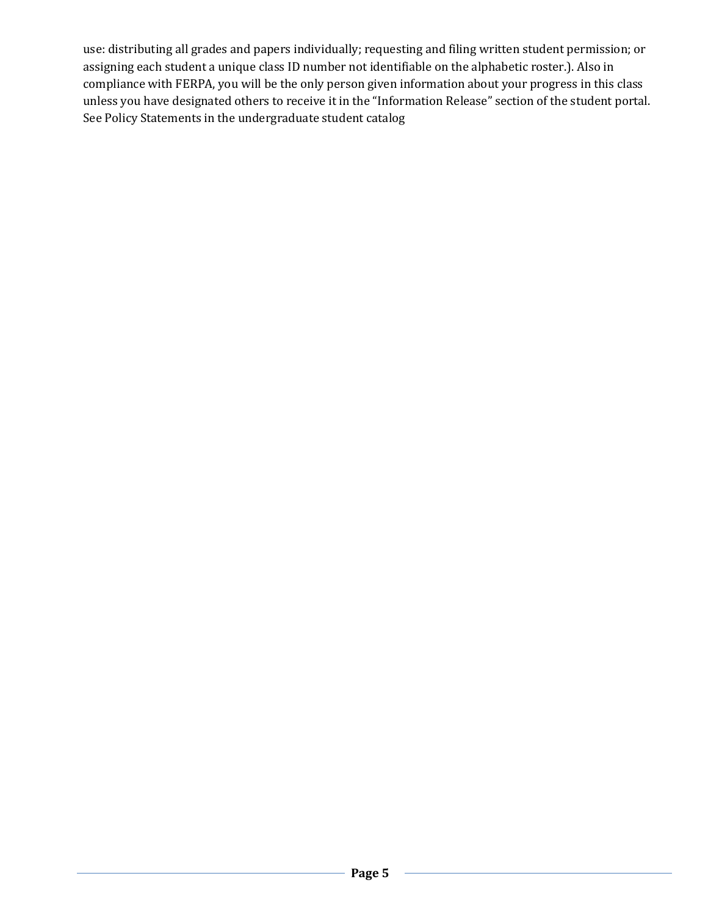use: distributing all grades and papers individually; requesting and filing written student permission; or assigning each student a unique class ID number not identifiable on the alphabetic roster.). Also in compliance with FERPA, you will be the only person given information about your progress in this class unless you have designated others to receive it in the "Information Release" section of the student portal. See Policy Statements in the undergraduate student catalog